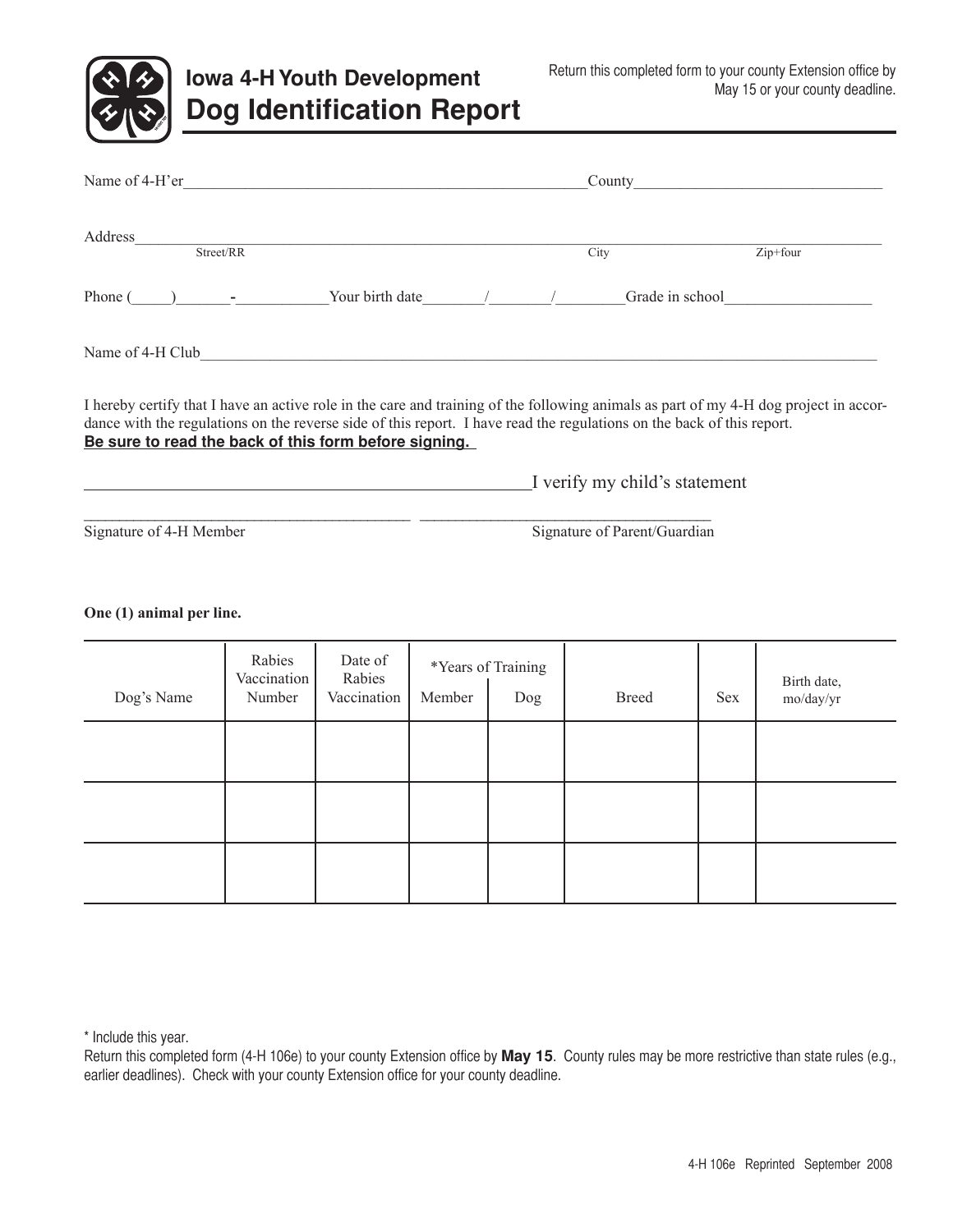# Iowa 4-H Youth Development
# Dog Identification Report

Return this completed form to your county Extension office by May 15 or your county deadline.

Name of 4-H'er_______________________________________________County_____________________________

Address_____________________________________________________________________________________
Street/RR City Zip+four

Phone (_____)_______-___________Your birth date_______/_______/________Grade in school__________________

Name of 4-H Club____________________________________________________________________________

I hereby certify that I have an active role in the care and training of the following animals as part of my 4-H dog project in accordance with the regulations on the reverse side of this report. I have read the regulations on the back of this report.
**Be sure to read the back of this form before signing.**

___________________________________________I verify my child's statement

_________________________________ _________________________________
Signature of 4-H Member Signature of Parent/Guardian

**One (1) animal per line.**

| Dog's Name | Rabies Vaccination Number | Date of Rabies Vaccination | *Years of Training | | Breed | Sex | Birth date, mo/day/yr |
|---|---|---|---|---|---|---|---|
| | | | Member | Dog | | | |
| | | | | | | | |
| | | | | | | | |
| | | | | | | | |

\* Include this year.
Return this completed form (4-H 106e) to your county Extension office by **May 15**. County rules may be more restrictive than state rules (e.g., earlier deadlines). Check with your county Extension office for your county deadline.

4-H 106e Reprinted September 2008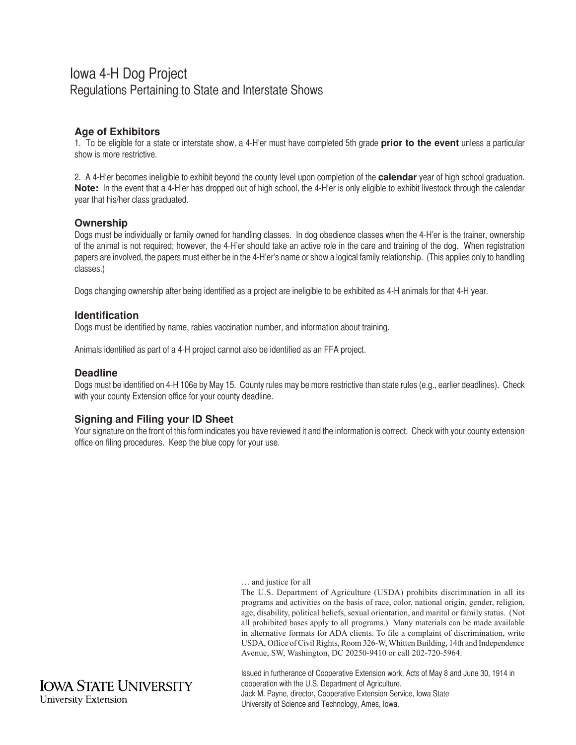# Iowa 4-H Dog Project

## Regulations Pertaining to State and Interstate Shows

### Age of Exhibitors

1. To be eligible for a state or interstate show, a 4-H'er must have completed 5th grade **prior to the event** unless a particular show is more restrictive.

2. A 4-H'er becomes ineligible to exhibit beyond the county level upon completion of the **calendar** year of high school graduation. **Note:** In the event that a 4-H'er has dropped out of high school, the 4-H'er is only eligible to exhibit livestock through the calendar year that his/her class graduated.

### Ownership

Dogs must be individually or family owned for handling classes. In dog obedience classes when the 4-H'er is the trainer, ownership of the animal is not required; however, the 4-H'er should take an active role in the care and training of the dog. When registration papers are involved, the papers must either be in the 4-H'er's name or show a logical family relationship. (This applies only to handling classes.)

Dogs changing ownership after being identified as a project are ineligible to be exhibited as 4-H animals for that 4-H year.

### Identification

Dogs must be identified by name, rabies vaccination number, and information about training.

Animals identified as part of a 4-H project cannot also be identified as an FFA project.

### Deadline

Dogs must be identified on 4-H 106e by May 15. County rules may be more restrictive than state rules (e.g., earlier deadlines). Check with your county Extension office for your county deadline.

### Signing and Filing your ID Sheet

Your signature on the front of this form indicates you have reviewed it and the information is correct. Check with your county extension office on filing procedures. Keep the blue copy for your use.

… and justice for all

The U.S. Department of Agriculture (USDA) prohibits discrimination in all its programs and activities on the basis of race, color, national origin, gender, religion, age, disability, political beliefs, sexual orientation, and marital or family status. (Not all prohibited bases apply to all programs.) Many materials can be made available in alternative formats for ADA clients. To file a complaint of discrimination, write USDA, Office of Civil Rights, Room 326-W, Whitten Building, 14th and Independence Avenue, SW, Washington, DC 20250-9410 or call 202-720-5964.

Issued in furtherance of Cooperative Extension work, Acts of May 8 and June 30, 1914 in cooperation with the U.S. Department of Agriculture.
Jack M. Payne, director, Cooperative Extension Service, Iowa State University of Science and Technology, Ames, Iowa.

IOWA STATE UNIVERSITY
University Extension